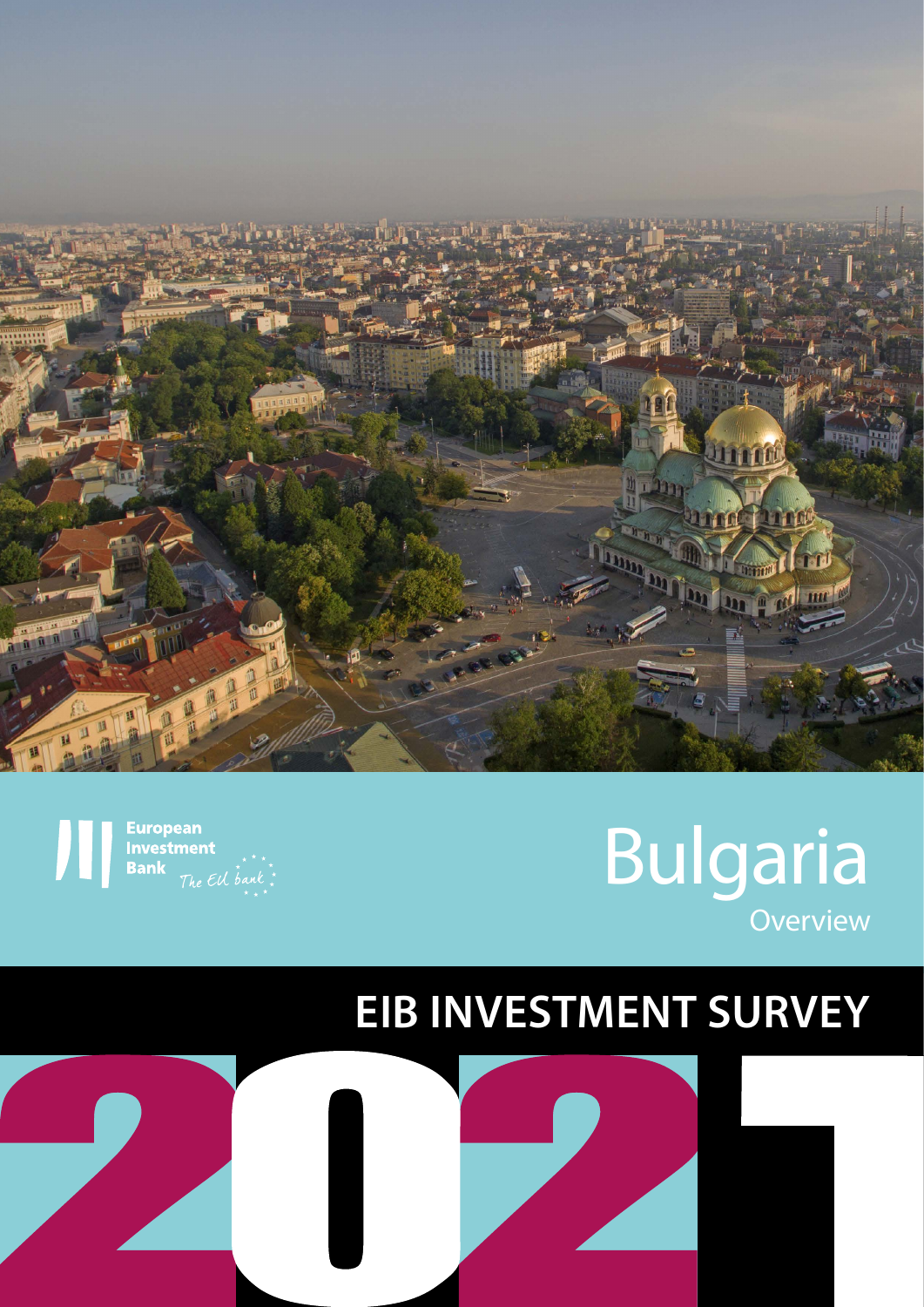European Investment Bank

*The EU bank*

# Bulgaria

Overview

## EIB INVESTMENT SURVEY

# 2021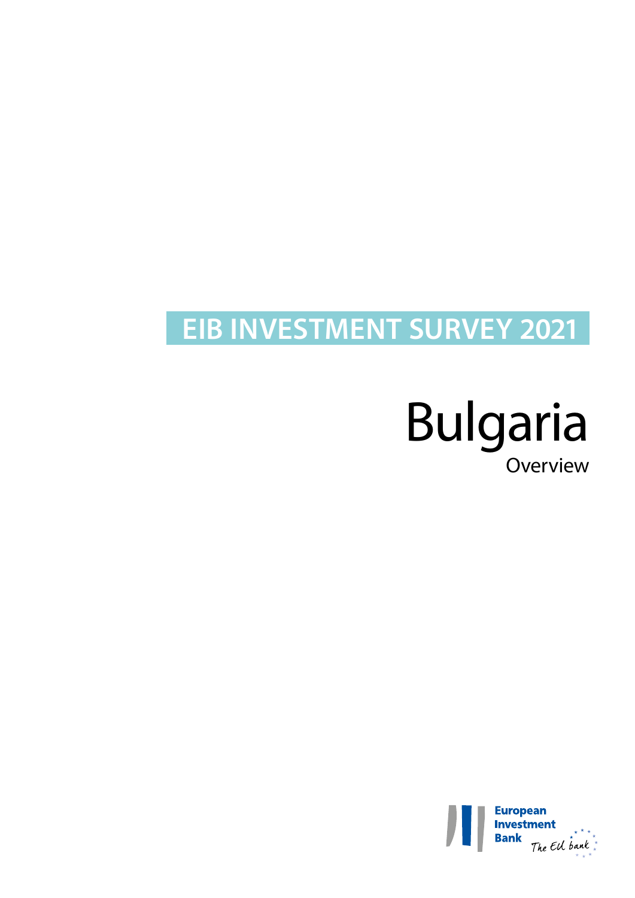# EIB INVESTMENT SURVEY 2021

# Bulgaria

## Overview

European Investment Bank

The EU bank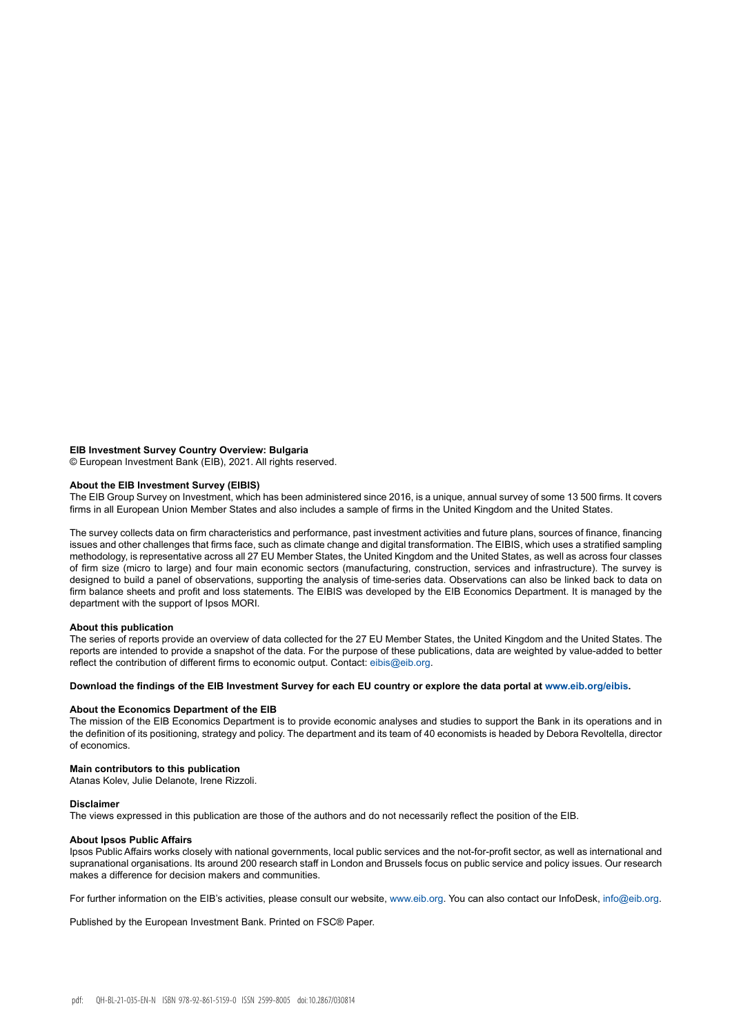**EIB Investment Survey Country Overview: Bulgaria**

© European Investment Bank (EIB), 2021. All rights reserved.

**About the EIB Investment Survey (EIBIS)**

The EIB Group Survey on Investment, which has been administered since 2016, is a unique, annual survey of some 13 500 firms. It covers firms in all European Union Member States and also includes a sample of firms in the United Kingdom and the United States.

The survey collects data on firm characteristics and performance, past investment activities and future plans, sources of finance, financing issues and other challenges that firms face, such as climate change and digital transformation. The EIBIS, which uses a stratified sampling methodology, is representative across all 27 EU Member States, the United Kingdom and the United States, as well as across four classes of firm size (micro to large) and four main economic sectors (manufacturing, construction, services and infrastructure). The survey is designed to build a panel of observations, supporting the analysis of time-series data. Observations can also be linked back to data on firm balance sheets and profit and loss statements. The EIBIS was developed by the EIB Economics Department. It is managed by the department with the support of Ipsos MORI.

**About this publication**

The series of reports provide an overview of data collected for the 27 EU Member States, the United Kingdom and the United States. The reports are intended to provide a snapshot of the data. For the purpose of these publications, data are weighted by value-added to better reflect the contribution of different firms to economic output. Contact: eibis@eib.org.

**Download the findings of the EIB Investment Survey for each EU country or explore the data portal at www.eib.org/eibis.**

**About the Economics Department of the EIB**

The mission of the EIB Economics Department is to provide economic analyses and studies to support the Bank in its operations and in the definition of its positioning, strategy and policy. The department and its team of 40 economists is headed by Debora Revoltella, director of economics.

**Main contributors to this publication**

Atanas Kolev, Julie Delanote, Irene Rizzoli.

**Disclaimer**

The views expressed in this publication are those of the authors and do not necessarily reflect the position of the EIB.

**About Ipsos Public Affairs**

Ipsos Public Affairs works closely with national governments, local public services and the not-for-profit sector, as well as international and supranational organisations. Its around 200 research staff in London and Brussels focus on public service and policy issues. Our research makes a difference for decision makers and communities.

For further information on the EIB's activities, please consult our website, www.eib.org. You can also contact our InfoDesk, info@eib.org.

Published by the European Investment Bank. Printed on FSC® Paper.

pdf: QH-BL-21-035-EN-N ISBN 978-92-861-5159-0 ISSN 2599-8005 doi:10.2867/030814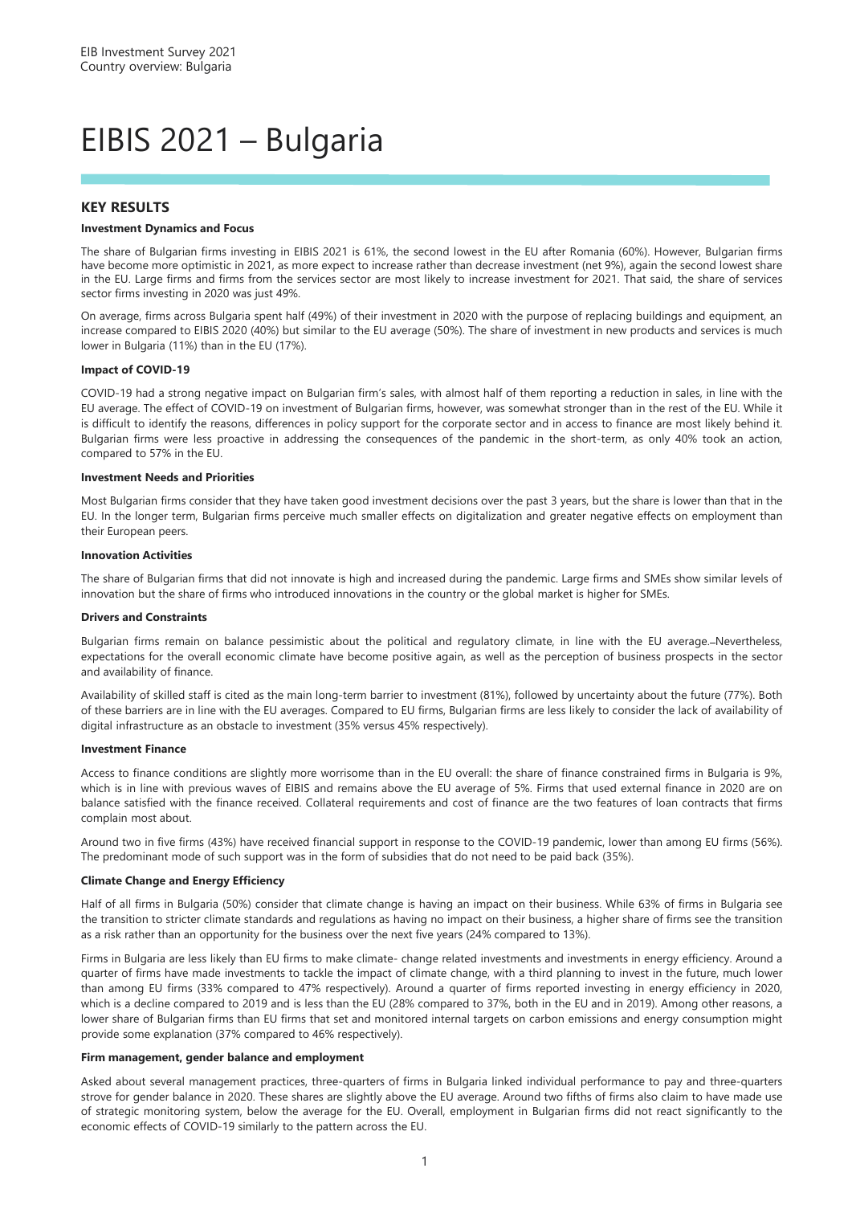# EIBIS 2021 – Bulgaria

## KEY RESULTS

### Investment Dynamics and Focus

The share of Bulgarian firms investing in EIBIS 2021 is 61%, the second lowest in the EU after Romania (60%). However, Bulgarian firms have become more optimistic in 2021, as more expect to increase rather than decrease investment (net 9%), again the second lowest share in the EU. Large firms and firms from the services sector are most likely to increase investment for 2021. That said, the share of services sector firms investing in 2020 was just 49%.

On average, firms across Bulgaria spent half (49%) of their investment in 2020 with the purpose of replacing buildings and equipment, an increase compared to EIBIS 2020 (40%) but similar to the EU average (50%). The share of investment in new products and services is much lower in Bulgaria (11%) than in the EU (17%).

### Impact of COVID-19

COVID-19 had a strong negative impact on Bulgarian firm's sales, with almost half of them reporting a reduction in sales, in line with the EU average. The effect of COVID-19 on investment of Bulgarian firms, however, was somewhat stronger than in the rest of the EU. While it is difficult to identify the reasons, differences in policy support for the corporate sector and in access to finance are most likely behind it. Bulgarian firms were less proactive in addressing the consequences of the pandemic in the short-term, as only 40% took an action, compared to 57% in the EU.

### Investment Needs and Priorities

Most Bulgarian firms consider that they have taken good investment decisions over the past 3 years, but the share is lower than that in the EU. In the longer term, Bulgarian firms perceive much smaller effects on digitalization and greater negative effects on employment than their European peers.

### Innovation Activities

The share of Bulgarian firms that did not innovate is high and increased during the pandemic. Large firms and SMEs show similar levels of innovation but the share of firms who introduced innovations in the country or the global market is higher for SMEs.

### Drivers and Constraints

Bulgarian firms remain on balance pessimistic about the political and regulatory climate, in line with the EU average. Nevertheless, expectations for the overall economic climate have become positive again, as well as the perception of business prospects in the sector and availability of finance.

Availability of skilled staff is cited as the main long-term barrier to investment (81%), followed by uncertainty about the future (77%). Both of these barriers are in line with the EU averages. Compared to EU firms, Bulgarian firms are less likely to consider the lack of availability of digital infrastructure as an obstacle to investment (35% versus 45% respectively).

### Investment Finance

Access to finance conditions are slightly more worrisome than in the EU overall: the share of finance constrained firms in Bulgaria is 9%, which is in line with previous waves of EIBIS and remains above the EU average of 5%. Firms that used external finance in 2020 are on balance satisfied with the finance received. Collateral requirements and cost of finance are the two features of loan contracts that firms complain most about.

Around two in five firms (43%) have received financial support in response to the COVID-19 pandemic, lower than among EU firms (56%). The predominant mode of such support was in the form of subsidies that do not need to be paid back (35%).

### Climate Change and Energy Efficiency

Half of all firms in Bulgaria (50%) consider that climate change is having an impact on their business. While 63% of firms in Bulgaria see the transition to stricter climate standards and regulations as having no impact on their business, a higher share of firms see the transition as a risk rather than an opportunity for the business over the next five years (24% compared to 13%).

Firms in Bulgaria are less likely than EU firms to make climate- change related investments and investments in energy efficiency. Around a quarter of firms have made investments to tackle the impact of climate change, with a third planning to invest in the future, much lower than among EU firms (33% compared to 47% respectively). Around a quarter of firms reported investing in energy efficiency in 2020, which is a decline compared to 2019 and is less than the EU (28% compared to 37%, both in the EU and in 2019). Among other reasons, a lower share of Bulgarian firms than EU firms that set and monitored internal targets on carbon emissions and energy consumption might provide some explanation (37% compared to 46% respectively).

### Firm management, gender balance and employment

Asked about several management practices, three-quarters of firms in Bulgaria linked individual performance to pay and three-quarters strove for gender balance in 2020. These shares are slightly above the EU average. Around two fifths of firms also claim to have made use of strategic monitoring system, below the average for the EU. Overall, employment in Bulgarian firms did not react significantly to the economic effects of COVID-19 similarly to the pattern across the EU.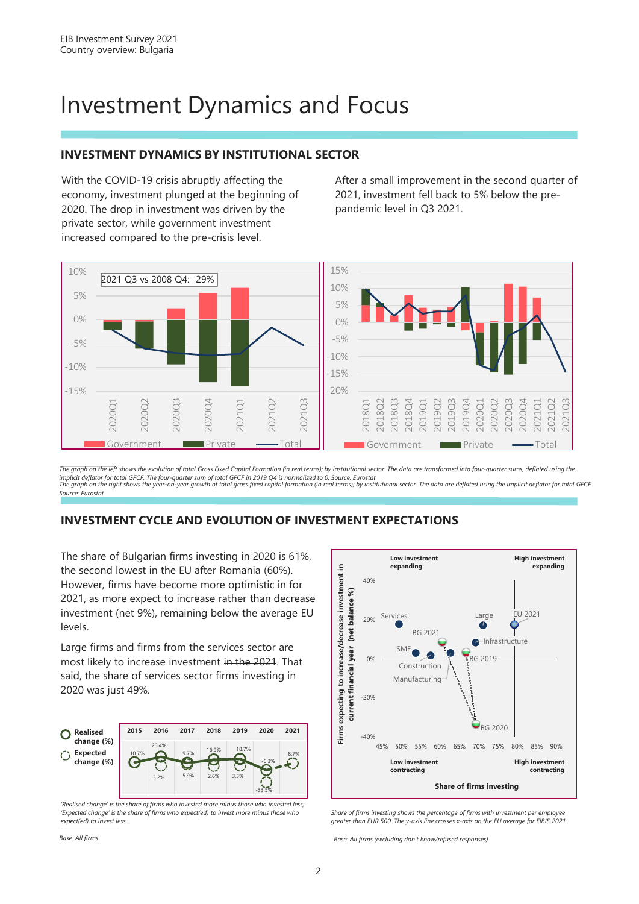# Investment Dynamics and Focus

## INVESTMENT DYNAMICS BY INSTITUTIONAL SECTOR

With the COVID-19 crisis abruptly affecting the economy, investment plunged at the beginning of 2020. The drop in investment was driven by the private sector, while government investment increased compared to the pre-crisis level.

After a small improvement in the second quarter of 2021, investment fell back to 5% below the pre-pandemic level in Q3 2021.

*The graph on the left shows the evolution of total Gross Fixed Capital Formation (in real terms); by institutional sector. The data are transformed into four-quarter sums, deflated using the implicit deflator for total GFCF. The four-quarter sum of total GFCF in 2019 Q4 is normalized to 0. Source: Eurostat*
*The graph on the right shows the year-on-year growth of total gross fixed capital formation (in real terms); by institutional sector. The data are deflated using the implicit deflator for total GFCF. Source: Eurostat.*

## INVESTMENT CYCLE AND EVOLUTION OF INVESTMENT EXPECTATIONS

The share of Bulgarian firms investing in 2020 is 61%, the second lowest in the EU after Romania (60%). However, firms have become more optimistic ~~in~~ for 2021, as more expect to increase rather than decrease investment (net 9%), remaining below the average EU levels.

Large firms and firms from the services sector are most likely to increase investment ~~in the 2021~~. That said, the share of services sector firms investing in 2020 was just 49%.

| | 2015 | 2016 | 2017 | 2018 | 2019 | 2020 | 2021 |
|---|---|---|---|---|---|---|---|
| Realised change (%) | 10.7% | 23.4% | 9.7% | 16.9% | 18.7% | -33.5% | |
| Expected change (%) | | 3.2% | 5.9% | 2.6% | 3.3% | -6.3% | 8.7% |

*'Realised change' is the share of firms who invested more minus those who invested less; 'Expected change' is the share of firms who expect(ed) to invest more minus those who expect(ed) to invest less.*

*Base: All firms*

*Share of firms investing shows the percentage of firms with investment per employee greater than EUR 500. The y-axis line crosses x-axis on the EU average for EIBIS 2021.*

*Base: All firms (excluding don't know/refused responses)*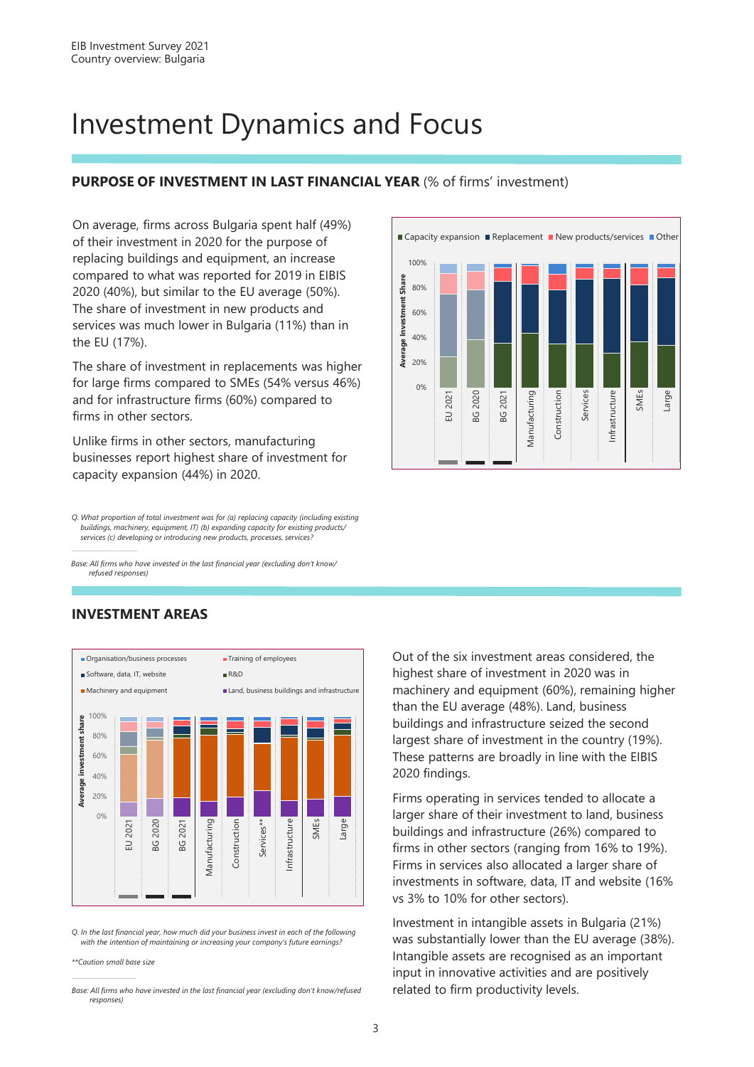# Investment Dynamics and Focus

## PURPOSE OF INVESTMENT IN LAST FINANCIAL YEAR (% of firms' investment)

On average, firms across Bulgaria spent half (49%) of their investment in 2020 for the purpose of replacing buildings and equipment, an increase compared to what was reported for 2019 in EIBIS 2020 (40%), but similar to the EU average (50%). The share of investment in new products and services was much lower in Bulgaria (11%) than in the EU (17%).

The share of investment in replacements was higher for large firms compared to SMEs (54% versus 46%) and for infrastructure firms (60%) compared to firms in other sectors.

Unlike firms in other sectors, manufacturing businesses report highest share of investment for capacity expansion (44%) in 2020.

Capacity expansion | Replacement | New products/services | Other

Average Investment Share

100%
80%
60%
40%
20%
0%

EU 2021 | BG 2020 | BG 2021 | Manufacturing | Construction | Services | Infrastructure | SMEs | Large

*Q. What proportion of total investment was for (a) replacing capacity (including existing buildings, machinery, equipment, IT) (b) expanding capacity for existing products/ services (c) developing or introducing new products, processes, services?*

*Base: All firms who have invested in the last financial year (excluding don't know/ refused responses)*

## INVESTMENT AREAS

Organisation/business processes | Training of employees | Software, data, IT, website | R&D | Machinery and equipment | Land, business buildings and infrastructure

Average investment share

100%
80%
60%
40%
20%
0%

EU 2021 | BG 2020 | BG 2021 | Manufacturing | Construction | Services** | Infrastructure | SMEs | Large

*Q. In the last financial year, how much did your business invest in each of the following with the intention of maintaining or increasing your company's future earnings?*

*\*\*Caution small base size*

*Base: All firms who have invested in the last financial year (excluding don't know/refused responses)*

Out of the six investment areas considered, the highest share of investment in 2020 was in machinery and equipment (60%), remaining higher than the EU average (48%). Land, business buildings and infrastructure seized the second largest share of investment in the country (19%). These patterns are broadly in line with the EIBIS 2020 findings.

Firms operating in services tended to allocate a larger share of their investment to land, business buildings and infrastructure (26%) compared to firms in other sectors (ranging from 16% to 19%). Firms in services also allocated a larger share of investments in software, data, IT and website (16% vs 3% to 10% for other sectors).

Investment in intangible assets in Bulgaria (21%) was substantially lower than the EU average (38%). Intangible assets are recognised as an important input in innovative activities and are positively related to firm productivity levels.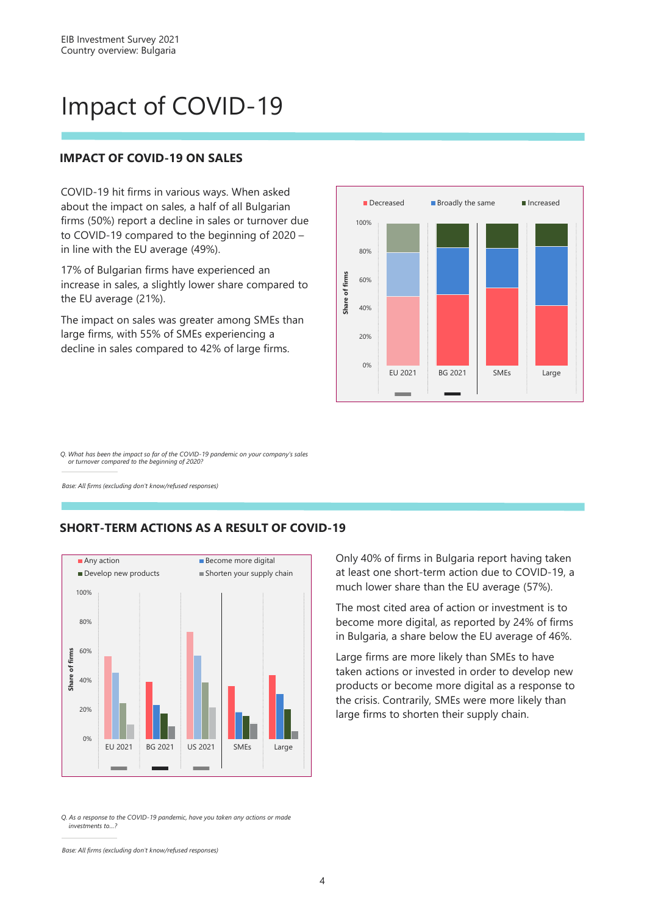# Impact of COVID-19

## IMPACT OF COVID-19 ON SALES

COVID-19 hit firms in various ways. When asked about the impact on sales, a half of all Bulgarian firms (50%) report a decline in sales or turnover due to COVID-19 compared to the beginning of 2020 – in line with the EU average (49%).

17% of Bulgarian firms have experienced an increase in sales, a slightly lower share compared to the EU average (21%).

The impact on sales was greater among SMEs than large firms, with 55% of SMEs experiencing a decline in sales compared to 42% of large firms.

*Q. What has been the impact so far of the COVID-19 pandemic on your company's sales or turnover compared to the beginning of 2020?*

*Base: All firms (excluding don't know/refused responses)*

## SHORT-TERM ACTIONS AS A RESULT OF COVID-19

Only 40% of firms in Bulgaria report having taken at least one short-term action due to COVID-19, a much lower share than the EU average (57%).

The most cited area of action or investment is to become more digital, as reported by 24% of firms in Bulgaria, a share below the EU average of 46%.

Large firms are more likely than SMEs to have taken actions or invested in order to develop new products or become more digital as a response to the crisis. Contrarily, SMEs were more likely than large firms to shorten their supply chain.

*Q. As a response to the COVID-19 pandemic, have you taken any actions or made investments to...?*

*Base: All firms (excluding don't know/refused responses)*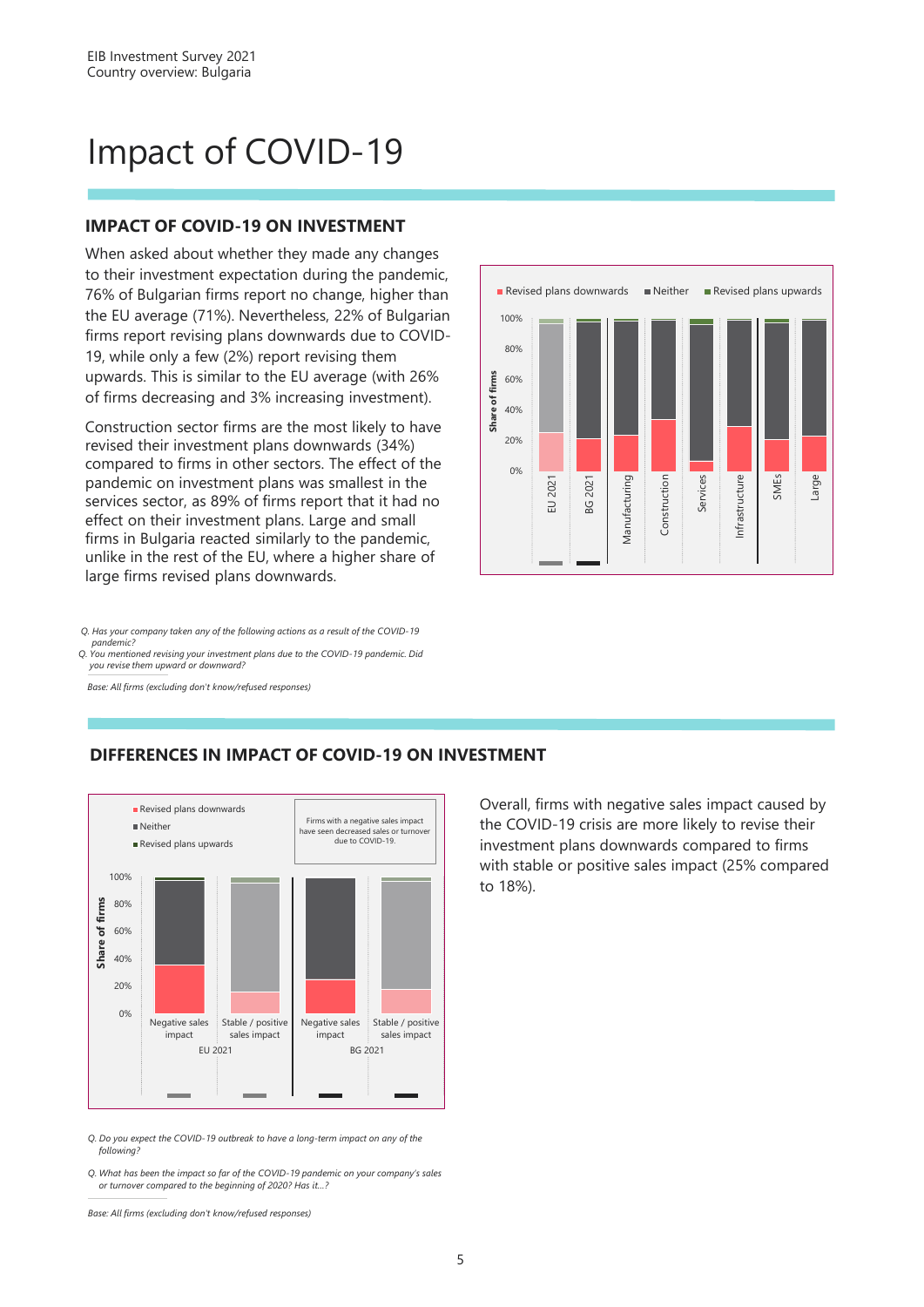# Impact of COVID-19

## IMPACT OF COVID-19 ON INVESTMENT

When asked about whether they made any changes to their investment expectation during the pandemic, 76% of Bulgarian firms report no change, higher than the EU average (71%). Nevertheless, 22% of Bulgarian firms report revising plans downwards due to COVID-19, while only a few (2%) report revising them upwards. This is similar to the EU average (with 26% of firms decreasing and 3% increasing investment).

Construction sector firms are the most likely to have revised their investment plans downwards (34%) compared to firms in other sectors. The effect of the pandemic on investment plans was smallest in the services sector, as 89% of firms report that it had no effect on their investment plans. Large and small firms in Bulgaria reacted similarly to the pandemic, unlike in the rest of the EU, where a higher share of large firms revised plans downwards.

*Q. Has your company taken any of the following actions as a result of the COVID-19 pandemic?*

*Q. You mentioned revising your investment plans due to the COVID-19 pandemic. Did you revise them upward or downward?*

*Base: All firms (excluding don't know/refused responses)*

## DIFFERENCES IN IMPACT OF COVID-19 ON INVESTMENT

Overall, firms with negative sales impact caused by the COVID-19 crisis are more likely to revise their investment plans downwards compared to firms with stable or positive sales impact (25% compared to 18%).

*Q. Do you expect the COVID-19 outbreak to have a long-term impact on any of the following?*

*Q. What has been the impact so far of the COVID-19 pandemic on your company's sales or turnover compared to the beginning of 2020? Has it...?*

*Base: All firms (excluding don't know/refused responses)*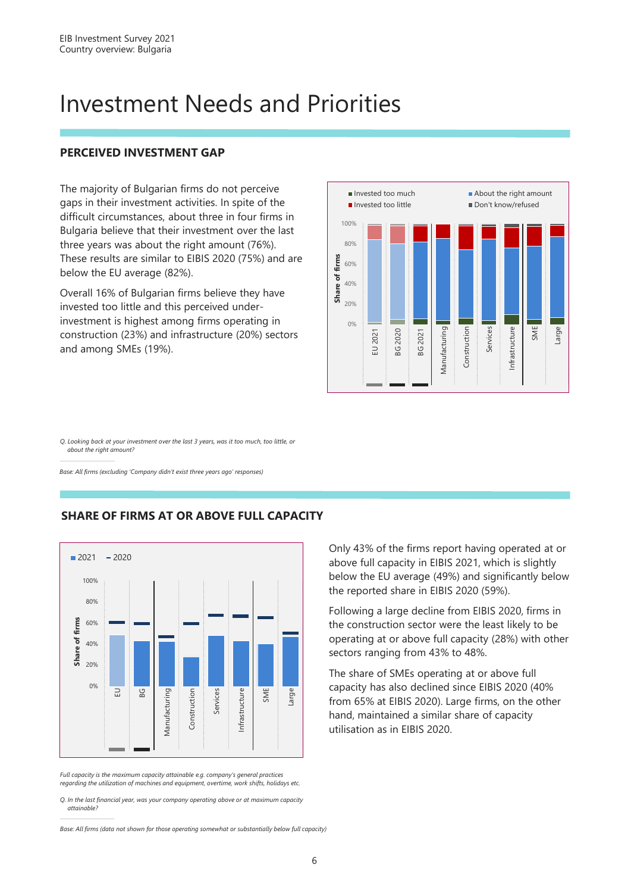# Investment Needs and Priorities

## PERCEIVED INVESTMENT GAP

The majority of Bulgarian firms do not perceive gaps in their investment activities. In spite of the difficult circumstances, about three in four firms in Bulgaria believe that their investment over the last three years was about the right amount (76%). These results are similar to EIBIS 2020 (75%) and are below the EU average (82%).

Overall 16% of Bulgarian firms believe they have invested too little and this perceived under-investment is highest among firms operating in construction (23%) and infrastructure (20%) sectors and among SMEs (19%).

*Q. Looking back at your investment over the last 3 years, was it too much, too little, or about the right amount?*

*Base: All firms (excluding 'Company didn't exist three years ago' responses)*

## SHARE OF FIRMS AT OR ABOVE FULL CAPACITY

Only 43% of the firms report having operated at or above full capacity in EIBIS 2021, which is slightly below the EU average (49%) and significantly below the reported share in EIBIS 2020 (59%).

Following a large decline from EIBIS 2020, firms in the construction sector were the least likely to be operating at or above full capacity (28%) with other sectors ranging from 43% to 48%.

The share of SMEs operating at or above full capacity has also declined since EIBIS 2020 (40% from 65% at EIBIS 2020). Large firms, on the other hand, maintained a similar share of capacity utilisation as in EIBIS 2020.

*Full capacity is the maximum capacity attainable e.g. company's general practices regarding the utilization of machines and equipment, overtime, work shifts, holidays etc.*

*Q. In the last financial year, was your company operating above or at maximum capacity attainable?*

*Base: All firms (data not shown for those operating somewhat or substantially below full capacity)*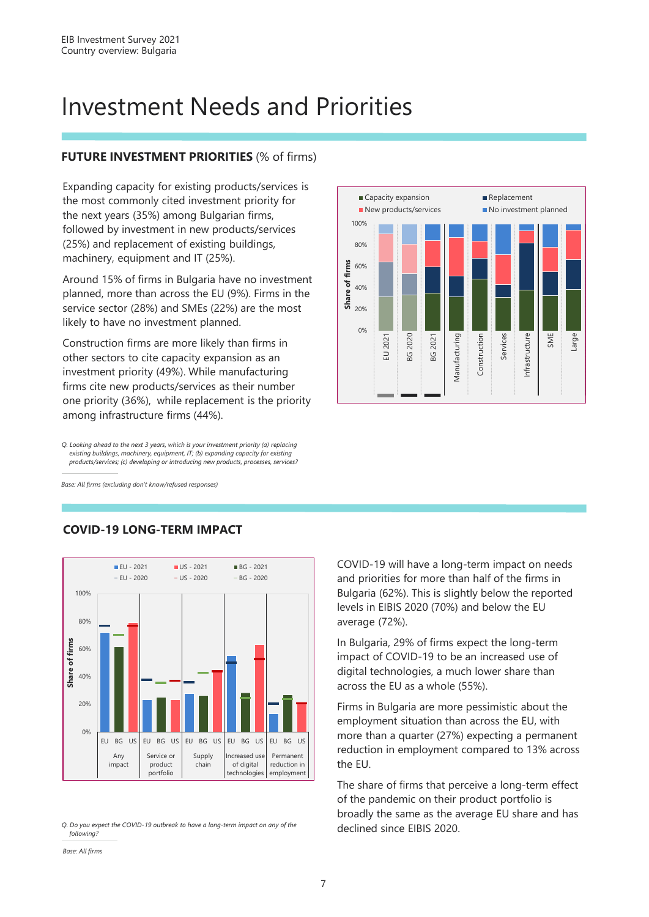# Investment Needs and Priorities

## FUTURE INVESTMENT PRIORITIES (% of firms)

Expanding capacity for existing products/services is the most commonly cited investment priority for the next years (35%) among Bulgarian firms, followed by investment in new products/services (25%) and replacement of existing buildings, machinery, equipment and IT (25%).

Around 15% of firms in Bulgaria have no investment planned, more than across the EU (9%). Firms in the service sector (28%) and SMEs (22%) are the most likely to have no investment planned.

Construction firms are more likely than firms in other sectors to cite capacity expansion as an investment priority (49%). While manufacturing firms cite new products/services as their number one priority (36%), while replacement is the priority among infrastructure firms (44%).

*Q. Looking ahead to the next 3 years, which is your investment priority (a) replacing existing buildings, machinery, equipment, IT; (b) expanding capacity for existing products/services; (c) developing or introducing new products, processes, services?*

*Base: All firms (excluding don't know/refused responses)*

## COVID-19 LONG-TERM IMPACT

COVID-19 will have a long-term impact on needs and priorities for more than half of the firms in Bulgaria (62%). This is slightly below the reported levels in EIBIS 2020 (70%) and below the EU average (72%).

In Bulgaria, 29% of firms expect the long-term impact of COVID-19 to be an increased use of digital technologies, a much lower share than across the EU as a whole (55%).

Firms in Bulgaria are more pessimistic about the employment situation than across the EU, with more than a quarter (27%) expecting a permanent reduction in employment compared to 13% across the EU.

The share of firms that perceive a long-term effect of the pandemic on their product portfolio is broadly the same as the average EU share and has declined since EIBIS 2020.

*Q. Do you expect the COVID-19 outbreak to have a long-term impact on any of the following?*

*Base: All firms*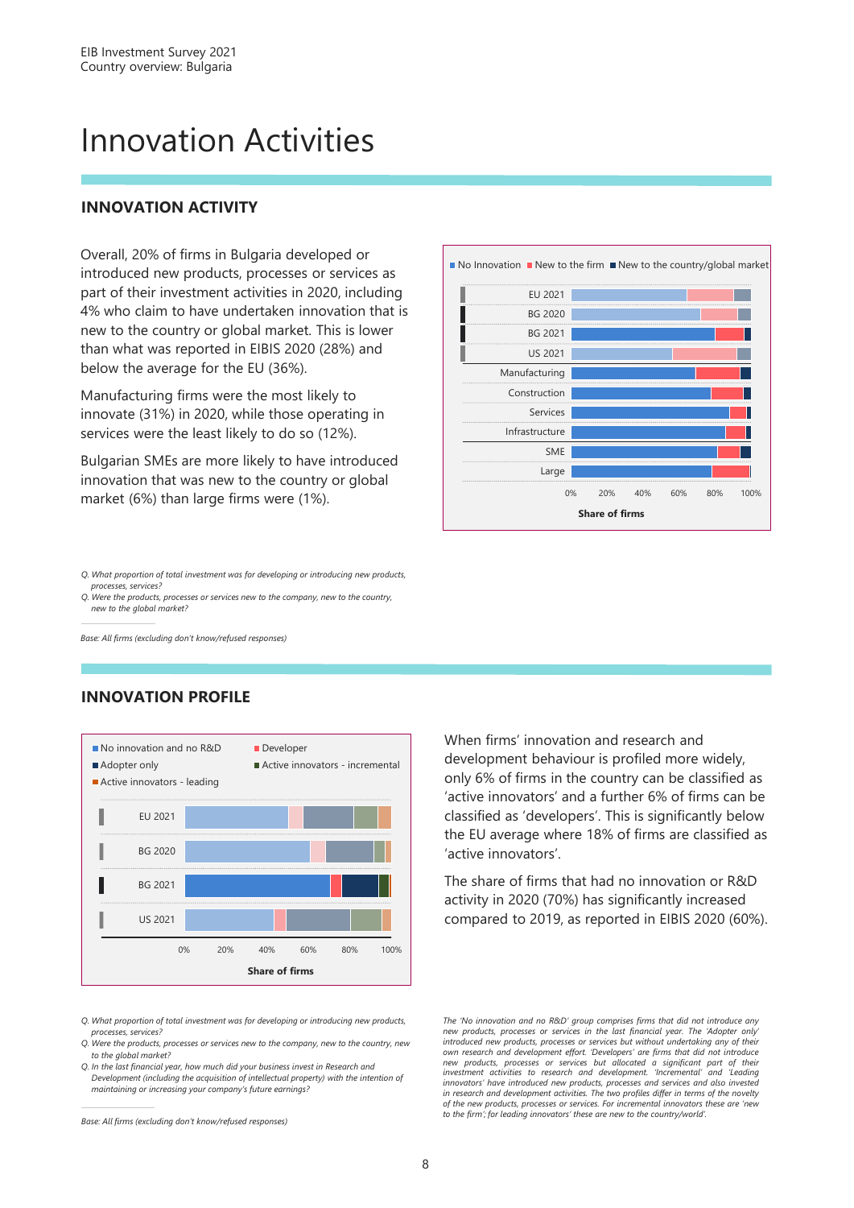# Innovation Activities

## INNOVATION ACTIVITY

Overall, 20% of firms in Bulgaria developed or introduced new products, processes or services as part of their investment activities in 2020, including 4% who claim to have undertaken innovation that is new to the country or global market. This is lower than what was reported in EIBIS 2020 (28%) and below the average for the EU (36%).

Manufacturing firms were the most likely to innovate (31%) in 2020, while those operating in services were the least likely to do so (12%).

Bulgarian SMEs are more likely to have introduced innovation that was new to the country or global market (6%) than large firms were (1%).

No Innovation | New to the firm | New to the country/global market

EU 2021, BG 2020, BG 2021, US 2021, Manufacturing, Construction, Services, Infrastructure, SME, Large

0% 20% 40% 60% 80% 100%

Share of firms

*Q. What proportion of total investment was for developing or introducing new products, processes, services?*

*Q. Were the products, processes or services new to the company, new to the country, new to the global market?*

*Base: All firms (excluding don't know/refused responses)*

## INNOVATION PROFILE

No innovation and no R&D | Developer | Adopter only | Active innovators - incremental | Active innovators - leading

EU 2021, BG 2020, BG 2021, US 2021

0% 20% 40% 60% 80% 100%

Share of firms

When firms' innovation and research and development behaviour is profiled more widely, only 6% of firms in the country can be classified as 'active innovators' and a further 6% of firms can be classified as 'developers'. This is significantly below the EU average where 18% of firms are classified as 'active innovators'.

The share of firms that had no innovation or R&D activity in 2020 (70%) has significantly increased compared to 2019, as reported in EIBIS 2020 (60%).

*Q. What proportion of total investment was for developing or introducing new products, processes, services?*

*Q. Were the products, processes or services new to the company, new to the country, new to the global market?*

*Q. In the last financial year, how much did your business invest in Research and Development (including the acquisition of intellectual property) with the intention of maintaining or increasing your company's future earnings?*

*Base: All firms (excluding don't know/refused responses)*

*The 'No innovation and no R&D' group comprises firms that did not introduce any new products, processes or services in the last financial year. The 'Adopter only' introduced new products, processes or services but without undertaking any of their own research and development effort. 'Developers' are firms that did not introduce new products, processes or services but allocated a significant part of their investment activities to research and development. 'Incremental' and 'Leading innovators' have introduced new products, processes and services and also invested in research and development activities. The two profiles differ in terms of the novelty of the new products, processes or services. For incremental innovators these are 'new to the firm'; for leading innovators' these are new to the country/world'.*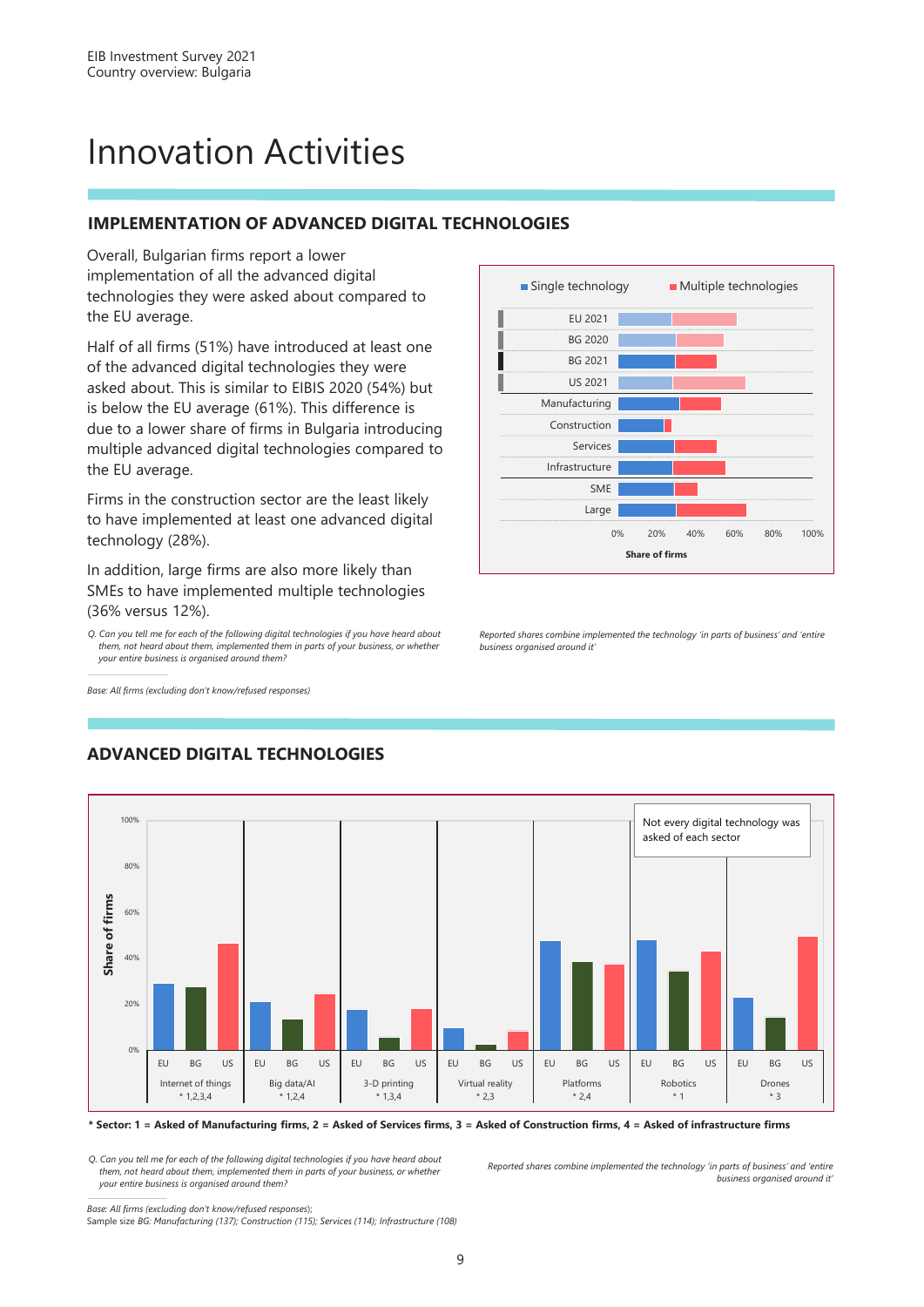# Innovation Activities

## IMPLEMENTATION OF ADVANCED DIGITAL TECHNOLOGIES

Overall, Bulgarian firms report a lower implementation of all the advanced digital technologies they were asked about compared to the EU average.

Half of all firms (51%) have introduced at least one of the advanced digital technologies they were asked about. This is similar to EIBIS 2020 (54%) but is below the EU average (61%). This difference is due to a lower share of firms in Bulgaria introducing multiple advanced digital technologies compared to the EU average.

Firms in the construction sector are the least likely to have implemented at least one advanced digital technology (28%).

In addition, large firms are also more likely than SMEs to have implemented multiple technologies (36% versus 12%).

*Q. Can you tell me for each of the following digital technologies if you have heard about them, not heard about them, implemented them in parts of your business, or whether your entire business is organised around them?*

*Base: All firms (excluding don't know/refused responses)*

*Reported shares combine implemented the technology 'in parts of business' and 'entire business organised around it'*

## ADVANCED DIGITAL TECHNOLOGIES

**\* Sector: 1 = Asked of Manufacturing firms, 2 = Asked of Services firms, 3 = Asked of Construction firms, 4 = Asked of infrastructure firms**

*Q. Can you tell me for each of the following digital technologies if you have heard about them, not heard about them, implemented them in parts of your business, or whether your entire business is organised around them?*

*Reported shares combine implemented the technology 'in parts of business' and 'entire business organised around it'*

*Base: All firms (excluding don't know/refused responses);*
Sample size *BG: Manufacturing (137); Construction (115); Services (114); Infrastructure (108)*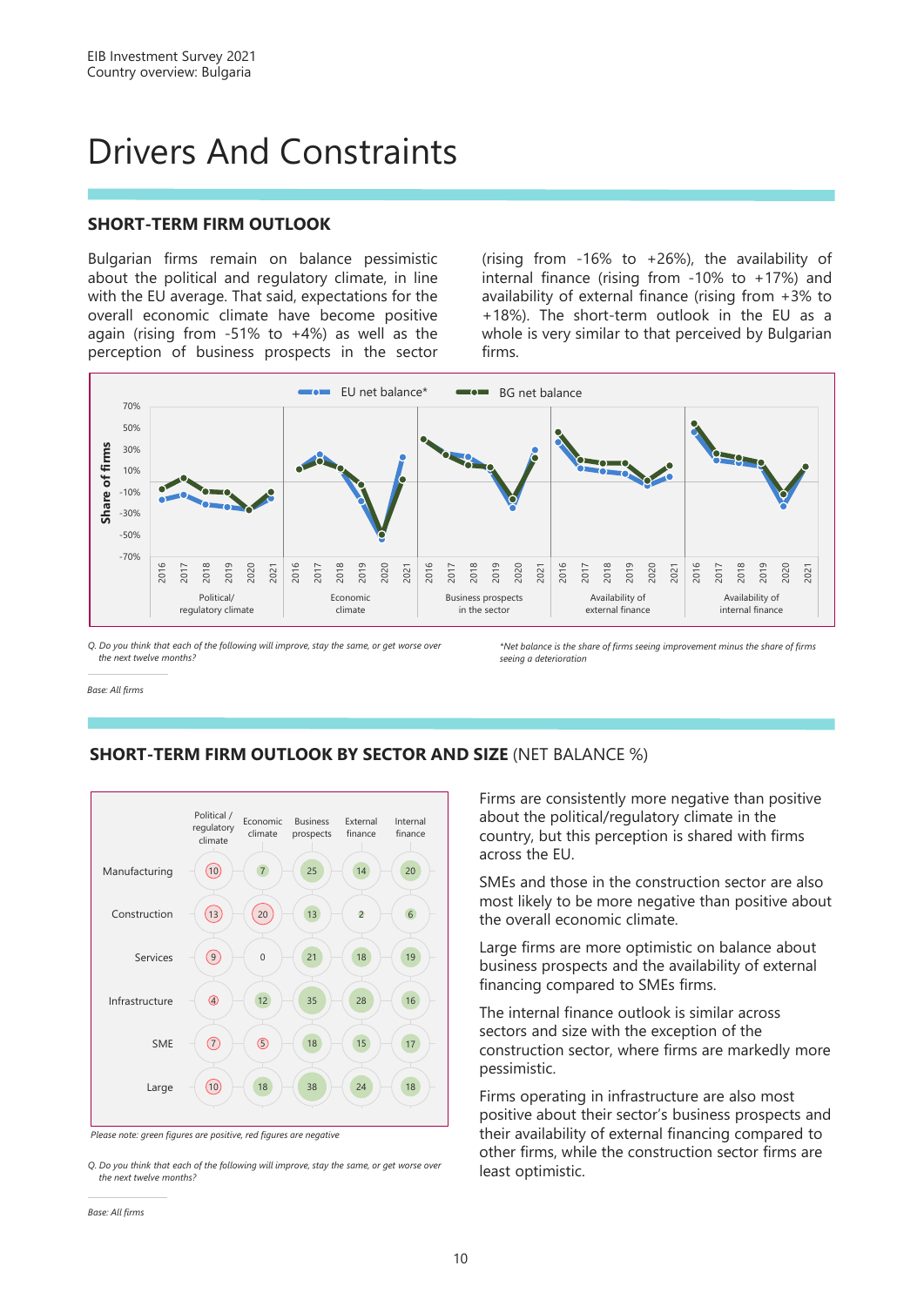# Drivers And Constraints

## SHORT-TERM FIRM OUTLOOK

Bulgarian firms remain on balance pessimistic about the political and regulatory climate, in line with the EU average. That said, expectations for the overall economic climate have become positive again (rising from -51% to +4%) as well as the perception of business prospects in the sector (rising from -16% to +26%), the availability of internal finance (rising from -10% to +17%) and availability of external finance (rising from +3% to +18%). The short-term outlook in the EU as a whole is very similar to that perceived by Bulgarian firms.

*Q. Do you think that each of the following will improve, stay the same, or get worse over the next twelve months?*

*\*Net balance is the share of firms seeing improvement minus the share of firms seeing a deterioration*

*Base: All firms*

## SHORT-TERM FIRM OUTLOOK BY SECTOR AND SIZE (NET BALANCE %)

| | Political / regulatory climate | Economic climate | Business prospects | External finance | Internal finance |
|---|---|---|---|---|---|
| Manufacturing | 10 | 7 | 25 | 14 | 20 |
| Construction | 13 | 20 | 13 | 2 | 6 |
| Services | 9 | 0 | 21 | 18 | 19 |
| Infrastructure | 4 | 12 | 35 | 28 | 16 |
| SME | 7 | 5 | 18 | 15 | 17 |
| Large | 10 | 18 | 38 | 24 | 18 |

*Please note: green figures are positive, red figures are negative*

*Q. Do you think that each of the following will improve, stay the same, or get worse over the next twelve months?*

*Base: All firms*

Firms are consistently more negative than positive about the political/regulatory climate in the country, but this perception is shared with firms across the EU.

SMEs and those in the construction sector are also most likely to be more negative than positive about the overall economic climate.

Large firms are more optimistic on balance about business prospects and the availability of external financing compared to SMEs firms.

The internal finance outlook is similar across sectors and size with the exception of the construction sector, where firms are markedly more pessimistic.

Firms operating in infrastructure are also most positive about their sector's business prospects and their availability of external financing compared to other firms, while the construction sector firms are least optimistic.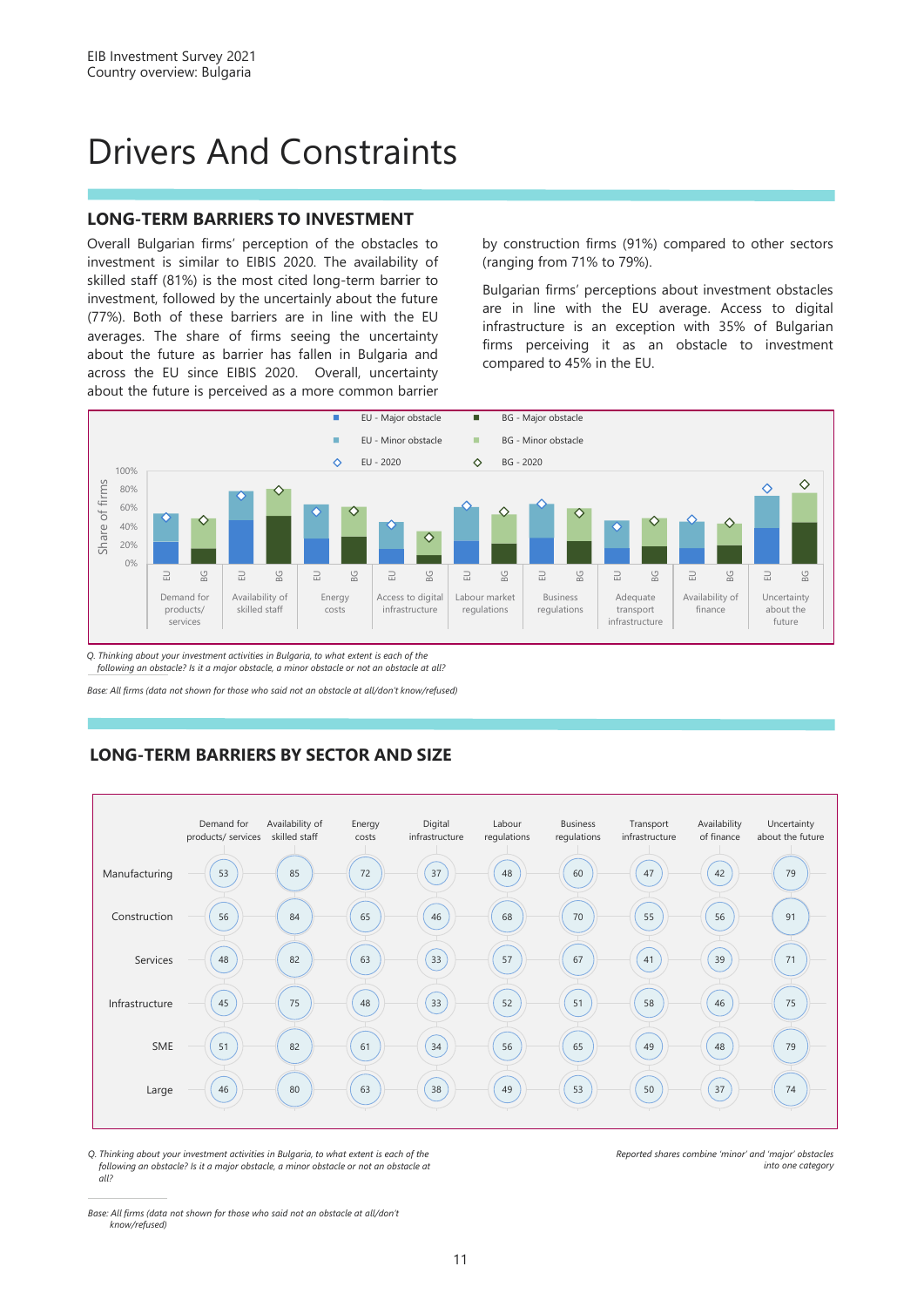# Drivers And Constraints

## LONG-TERM BARRIERS TO INVESTMENT

Overall Bulgarian firms' perception of the obstacles to investment is similar to EIBIS 2020. The availability of skilled staff (81%) is the most cited long-term barrier to investment, followed by the uncertainly about the future (77%). Both of these barriers are in line with the EU averages. The share of firms seeing the uncertainty about the future as barrier has fallen in Bulgaria and across the EU since EIBIS 2020. Overall, uncertainty about the future is perceived as a more common barrier by construction firms (91%) compared to other sectors (ranging from 71% to 79%).

Bulgarian firms' perceptions about investment obstacles are in line with the EU average. Access to digital infrastructure is an exception with 35% of Bulgarian firms perceiving it as an obstacle to investment compared to 45% in the EU.

*Q. Thinking about your investment activities in Bulgaria, to what extent is each of the following an obstacle? Is it a major obstacle, a minor obstacle or not an obstacle at all?*

*Base: All firms (data not shown for those who said not an obstacle at all/don't know/refused)*

## LONG-TERM BARRIERS BY SECTOR AND SIZE

| | Demand for products/ services | Availability of skilled staff | Energy costs | Digital infrastructure | Labour regulations | Business regulations | Transport infrastructure | Availability of finance | Uncertainty about the future |
|---|---|---|---|---|---|---|---|---|---|
| Manufacturing | 53 | 85 | 72 | 37 | 48 | 60 | 47 | 42 | 79 |
| Construction | 56 | 84 | 65 | 46 | 68 | 70 | 55 | 56 | 91 |
| Services | 48 | 82 | 63 | 33 | 57 | 67 | 41 | 39 | 71 |
| Infrastructure | 45 | 75 | 48 | 33 | 52 | 51 | 58 | 46 | 75 |
| SME | 51 | 82 | 61 | 34 | 56 | 65 | 49 | 48 | 79 |
| Large | 46 | 80 | 63 | 38 | 49 | 53 | 50 | 37 | 74 |

*Q. Thinking about your investment activities in Bulgaria, to what extent is each of the following an obstacle? Is it a major obstacle, a minor obstacle or not an obstacle at all?*

*Reported shares combine 'minor' and 'major' obstacles into one category*

*Base: All firms (data not shown for those who said not an obstacle at all/don't know/refused)*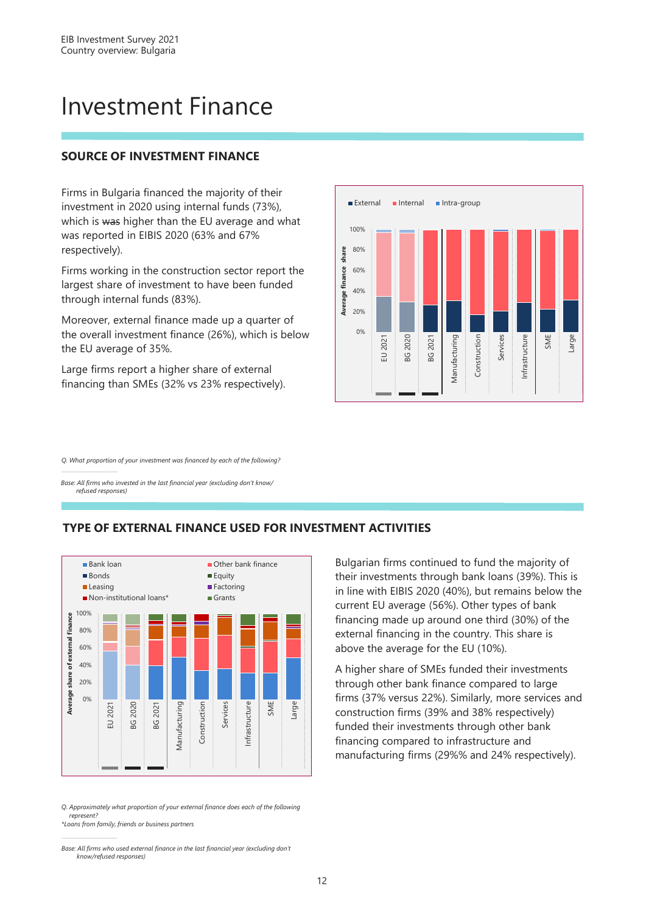# Investment Finance

## SOURCE OF INVESTMENT FINANCE

Firms in Bulgaria financed the majority of their investment in 2020 using internal funds (73%), which is ~~was~~ higher than the EU average and what was reported in EIBIS 2020 (63% and 67% respectively).

Firms working in the construction sector report the largest share of investment to have been funded through internal funds (83%).

Moreover, external finance made up a quarter of the overall investment finance (26%), which is below the EU average of 35%.

Large firms report a higher share of external financing than SMEs (32% vs 23% respectively).

External | Internal | Intra-group

Average finance share

100% 80% 60% 40% 20% 0%

EU 2021 | BG 2020 | BG 2021 | Manufacturing | Construction | Services | Infrastructure | SME | Large

*Q. What proportion of your investment was financed by each of the following?*

*Base: All firms who invested in the last financial year (excluding don't know/ refused responses)*

## TYPE OF EXTERNAL FINANCE USED FOR INVESTMENT ACTIVITIES

Bank loan | Other bank finance | Bonds | Equity | Leasing | Factoring | Non-institutional loans* | Grants

Average share of external finance

100% 80% 60% 40% 20% 0%

EU 2021 | BG 2020 | BG 2021 | Manufacturing | Construction | Services | Infrastructure | SME | Large

Bulgarian firms continued to fund the majority of their investments through bank loans (39%). This is in line with EIBIS 2020 (40%), but remains below the current EU average (56%). Other types of bank financing made up around one third (30%) of the external financing in the country. This share is above the average for the EU (10%).

A higher share of SMEs funded their investments through other bank finance compared to large firms (37% versus 22%). Similarly, more services and construction firms (39% and 38% respectively) funded their investments through other bank financing compared to infrastructure and manufacturing firms (29%% and 24% respectively).

*Q. Approximately what proportion of your external finance does each of the following represent?*
*\*Loans from family, friends or business partners*

*Base: All firms who used external finance in the last financial year (excluding don't know/refused responses)*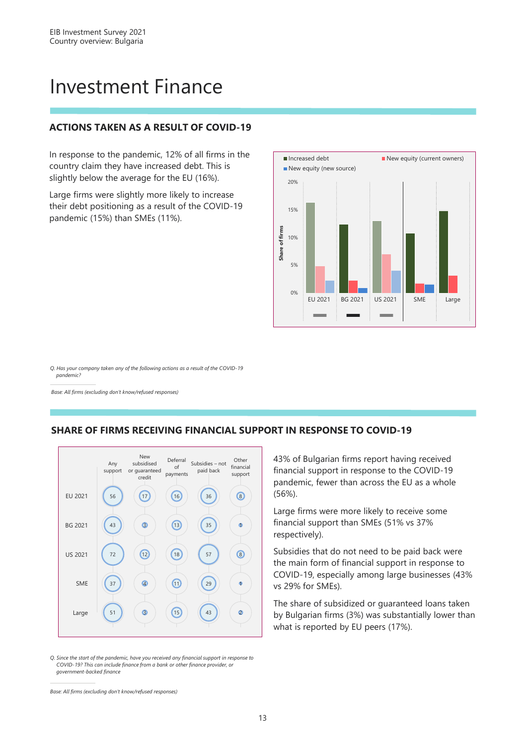# Investment Finance

## ACTIONS TAKEN AS A RESULT OF COVID-19

In response to the pandemic, 12% of all firms in the country claim they have increased debt. This is slightly below the average for the EU (16%).

Large firms were slightly more likely to increase their debt positioning as a result of the COVID-19 pandemic (15%) than SMEs (11%).

*Q. Has your company taken any of the following actions as a result of the COVID-19 pandemic?*

*Base: All firms (excluding don't know/refused responses)*

## SHARE OF FIRMS RECEIVING FINANCIAL SUPPORT IN RESPONSE TO COVID-19

| | Any support | New subsidised or guaranteed credit | Deferral of payments | Subsidies – not paid back | Other financial support |
|---|---|---|---|---|---|
| EU 2021 | 56 | 17 | 16 | 36 | 8 |
| BG 2021 | 43 | 3 | 13 | 35 | 1 |
| US 2021 | 72 | 12 | 18 | 57 | 8 |
| SME | 37 | 4 | 11 | 29 | 1 |
| Large | 51 | 3 | 15 | 43 | 2 |

43% of Bulgarian firms report having received financial support in response to the COVID-19 pandemic, fewer than across the EU as a whole (56%).

Large firms were more likely to receive some financial support than SMEs (51% vs 37% respectively).

Subsidies that do not need to be paid back were the main form of financial support in response to COVID-19, especially among large businesses (43% vs 29% for SMEs).

The share of subsidized or guaranteed loans taken by Bulgarian firms (3%) was substantially lower than what is reported by EU peers (17%).

*Q. Since the start of the pandemic, have you received any financial support in response to COVID-19? This can include finance from a bank or other finance provider, or government-backed finance*

*Base: All firms (excluding don't know/refused responses)*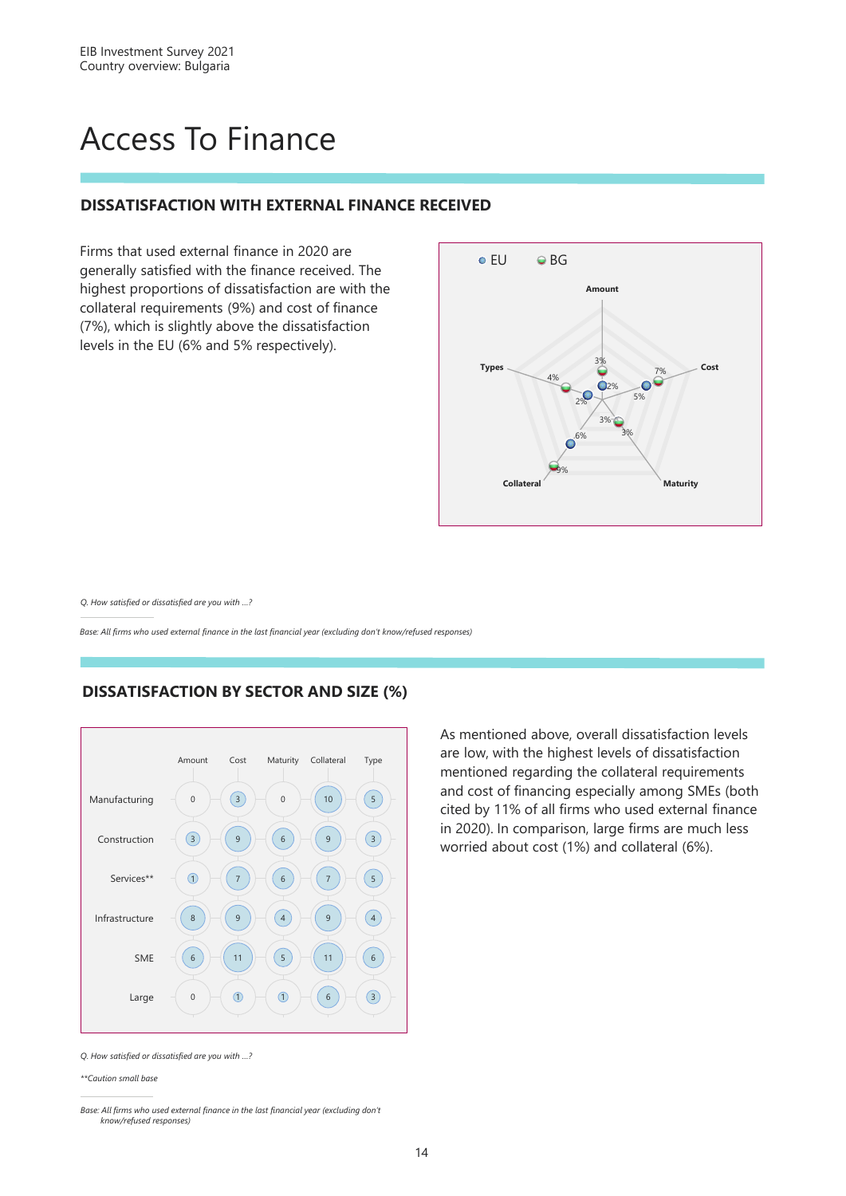# Access To Finance

## DISSATISFACTION WITH EXTERNAL FINANCE RECEIVED

Firms that used external finance in 2020 are generally satisfied with the finance received. The highest proportions of dissatisfaction are with the collateral requirements (9%) and cost of finance (7%), which is slightly above the dissatisfaction levels in the EU (6% and 5% respectively).

| | Amount | Cost | Maturity | Collateral | Types |
|---|---|---|---|---|---|
| EU | 2% | 5% | 3% | 6% | 2% |
| BG | 3% | 7% | 3% | 9% | 4% |

*Q. How satisfied or dissatisfied are you with ...?*

*Base: All firms who used external finance in the last financial year (excluding don't know/refused responses)*

## DISSATISFACTION BY SECTOR AND SIZE (%)

| | Amount | Cost | Maturity | Collateral | Type |
|---|---|---|---|---|---|
| Manufacturing | 0 | 3 | 0 | 10 | 5 |
| Construction | 3 | 9 | 6 | 9 | 3 |
| Services** | 1 | 7 | 6 | 7 | 5 |
| Infrastructure | 8 | 9 | 4 | 9 | 4 |
| SME | 6 | 11 | 5 | 11 | 6 |
| Large | 0 | 1 | 1 | 6 | 3 |

As mentioned above, overall dissatisfaction levels are low, with the highest levels of dissatisfaction mentioned regarding the collateral requirements and cost of financing especially among SMEs (both cited by 11% of all firms who used external finance in 2020). In comparison, large firms are much less worried about cost (1%) and collateral (6%).

*Q. How satisfied or dissatisfied are you with ...?*

*\*\*Caution small base*

*Base: All firms who used external finance in the last financial year (excluding don't know/refused responses)*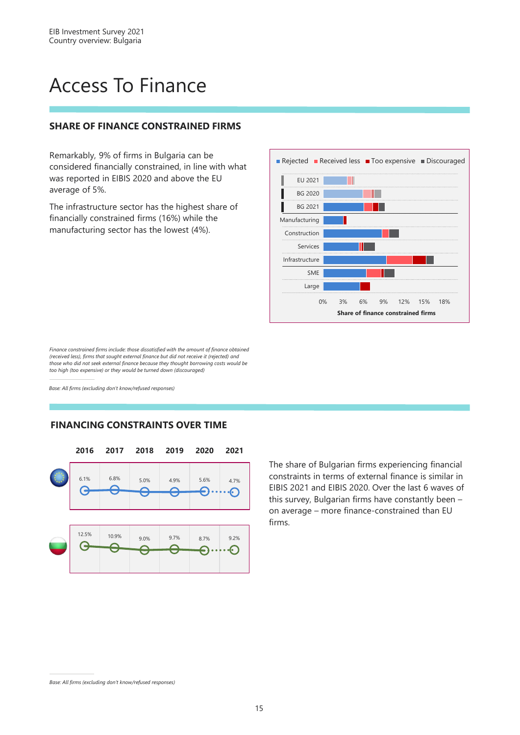# Access To Finance

## SHARE OF FINANCE CONSTRAINED FIRMS

Remarkably, 9% of firms in Bulgaria can be considered financially constrained, in line with what was reported in EIBIS 2020 and above the EU average of 5%.

The infrastructure sector has the highest share of financially constrained firms (16%) while the manufacturing sector has the lowest (4%).

Rejected | Received less | Too expensive | Discouraged

EU 2021, BG 2020, BG 2021, Manufacturing, Construction, Services, Infrastructure, SME, Large

0% 3% 6% 9% 12% 15% 18%

Share of finance constrained firms

*Finance constrained firms include: those dissatisfied with the amount of finance obtained (received less), firms that sought external finance but did not receive it (rejected) and those who did not seek external finance because they thought borrowing costs would be too high (too expensive) or they would be turned down (discouraged)*

*Base: All firms (excluding don't know/refused responses)*

## FINANCING CONSTRAINTS OVER TIME

| | 2016 | 2017 | 2018 | 2019 | 2020 | 2021 |
|---|---|---|---|---|---|---|
| EU | 6.1% | 6.8% | 5.0% | 4.9% | 5.6% | 4.7% |
| Bulgaria | 12.5% | 10.9% | 9.0% | 9.7% | 8.7% | 9.2% |

The share of Bulgarian firms experiencing financial constraints in terms of external finance is similar in EIBIS 2021 and EIBIS 2020. Over the last 6 waves of this survey, Bulgarian firms have constantly been – on average – more finance-constrained than EU firms.

*Base: All firms (excluding don't know/refused responses)*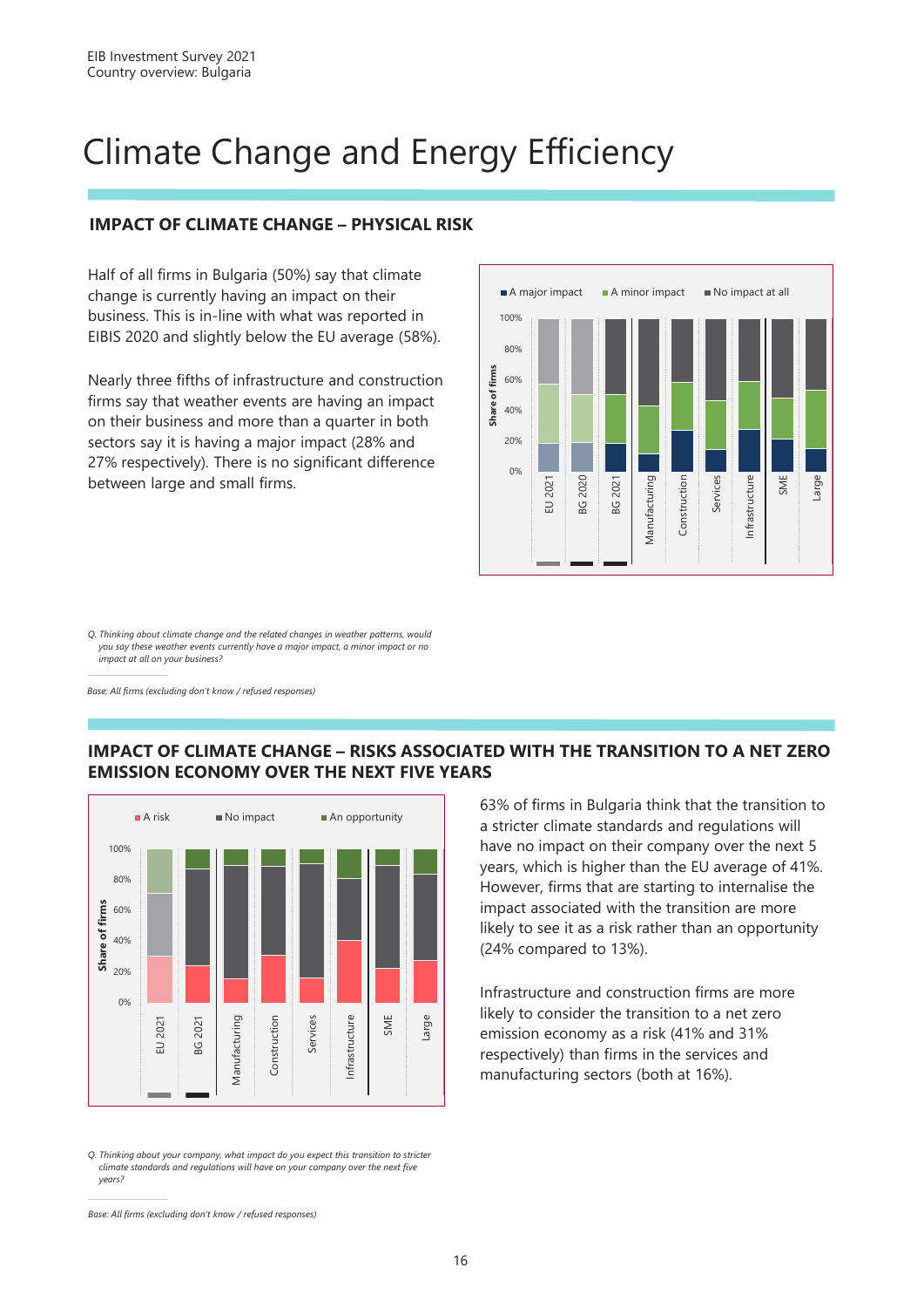# Climate Change and Energy Efficiency

## IMPACT OF CLIMATE CHANGE – PHYSICAL RISK

Half of all firms in Bulgaria (50%) say that climate change is currently having an impact on their business. This is in-line with what was reported in EIBIS 2020 and slightly below the EU average (58%).

Nearly three fifths of infrastructure and construction firms say that weather events are having an impact on their business and more than a quarter in both sectors say it is having a major impact (28% and 27% respectively). There is no significant difference between large and small firms.

■ A major impact ■ A minor impact ■ No impact at all

Share of firms

EU 2021, BG 2020, BG 2021, Manufacturing, Construction, Services, Infrastructure, SME, Large

*Q. Thinking about climate change and the related changes in weather patterns, would you say these weather events currently have a major impact, a minor impact or no impact at all on your business?*

*Base: All firms (excluding don't know / refused responses)*

## IMPACT OF CLIMATE CHANGE – RISKS ASSOCIATED WITH THE TRANSITION TO A NET ZERO EMISSION ECONOMY OVER THE NEXT FIVE YEARS

■ A risk ■ No impact ■ An opportunity

Share of firms

EU 2021, BG 2021, Manufacturing, Construction, Services, Infrastructure, SME, Large

63% of firms in Bulgaria think that the transition to a stricter climate standards and regulations will have no impact on their company over the next 5 years, which is higher than the EU average of 41%. However, firms that are starting to internalise the impact associated with the transition are more likely to see it as a risk rather than an opportunity (24% compared to 13%).

Infrastructure and construction firms are more likely to consider the transition to a net zero emission economy as a risk (41% and 31% respectively) than firms in the services and manufacturing sectors (both at 16%).

*Q. Thinking about your company, what impact do you expect this transition to stricter climate standards and regulations will have on your company over the next five years?*

*Base: All firms (excluding don't know / refused responses)*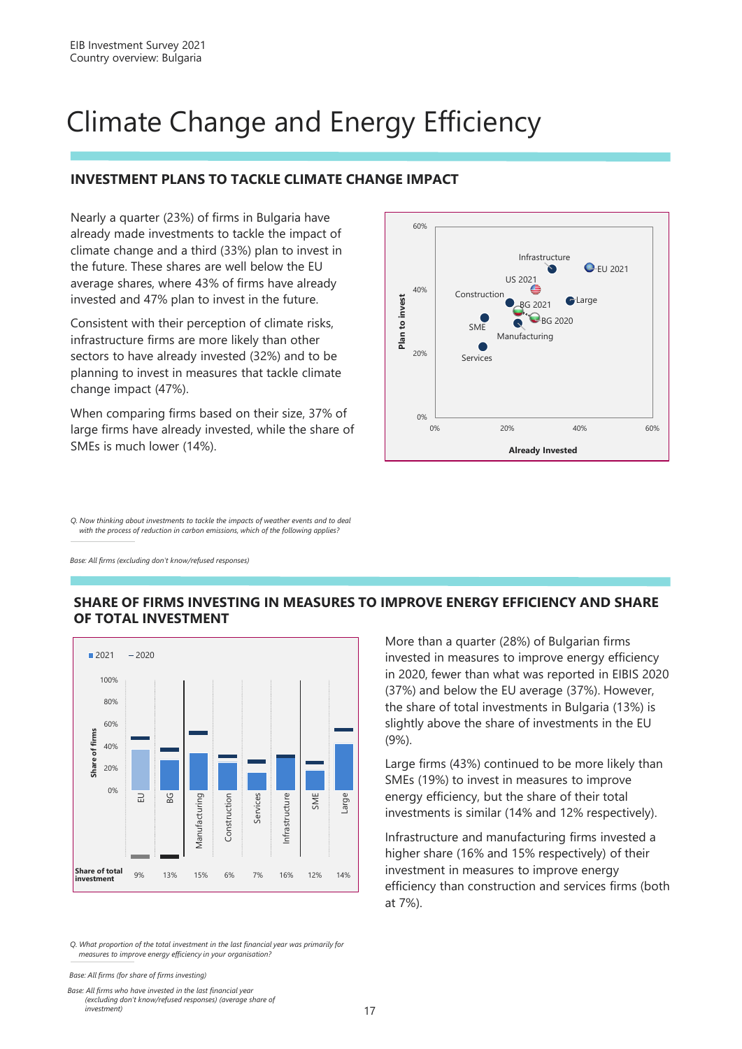# Climate Change and Energy Efficiency

## INVESTMENT PLANS TO TACKLE CLIMATE CHANGE IMPACT

Nearly a quarter (23%) of firms in Bulgaria have already made investments to tackle the impact of climate change and a third (33%) plan to invest in the future. These shares are well below the EU average shares, where 43% of firms have already invested and 47% plan to invest in the future.

Consistent with their perception of climate risks, infrastructure firms are more likely than other sectors to have already invested (32%) and to be planning to invest in measures that tackle climate change impact (47%).

When comparing firms based on their size, 37% of large firms have already invested, while the share of SMEs is much lower (14%).

*Q. Now thinking about investments to tackle the impacts of weather events and to deal with the process of reduction in carbon emissions, which of the following applies?*

*Base: All firms (excluding don't know/refused responses)*

## SHARE OF FIRMS INVESTING IN MEASURES TO IMPROVE ENERGY EFFICIENCY AND SHARE OF TOTAL INVESTMENT

| | EU | BG | Manufacturing | Construction | Services | Infrastructure | SME | Large |
|---|---|---|---|---|---|---|---|---|
| Share of total investment | 9% | 13% | 15% | 6% | 7% | 16% | 12% | 14% |

More than a quarter (28%) of Bulgarian firms invested in measures to improve energy efficiency in 2020, fewer than what was reported in EIBIS 2020 (37%) and below the EU average (37%). However, the share of total investments in Bulgaria (13%) is slightly above the share of investments in the EU (9%).

Large firms (43%) continued to be more likely than SMEs (19%) to invest in measures to improve energy efficiency, but the share of their total investments is similar (14% and 12% respectively).

Infrastructure and manufacturing firms invested a higher share (16% and 15% respectively) of their investment in measures to improve energy efficiency than construction and services firms (both at 7%).

*Q. What proportion of the total investment in the last financial year was primarily for measures to improve energy efficiency in your organisation?*

*Base: All firms (for share of firms investing)*

*Base: All firms who have invested in the last financial year (excluding don't know/refused responses) (average share of investment)*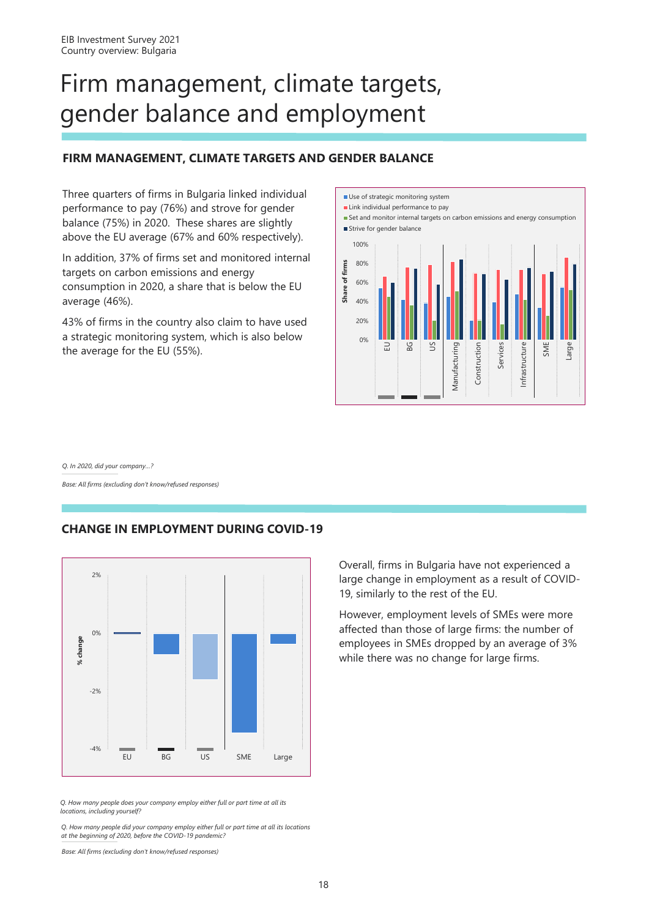# Firm management, climate targets, gender balance and employment

## FIRM MANAGEMENT, CLIMATE TARGETS AND GENDER BALANCE

Three quarters of firms in Bulgaria linked individual performance to pay (76%) and strove for gender balance (75%) in 2020. These shares are slightly above the EU average (67% and 60% respectively).

In addition, 37% of firms set and monitored internal targets on carbon emissions and energy consumption in 2020, a share that is below the EU average (46%).

43% of firms in the country also claim to have used a strategic monitoring system, which is also below the average for the EU (55%).

*Q. In 2020, did your company...?*

*Base: All firms (excluding don't know/refused responses)*

## CHANGE IN EMPLOYMENT DURING COVID-19

Overall, firms in Bulgaria have not experienced a large change in employment as a result of COVID-19, similarly to the rest of the EU.

However, employment levels of SMEs were more affected than those of large firms: the number of employees in SMEs dropped by an average of 3% while there was no change for large firms.

*Q. How many people does your company employ either full or part time at all its locations, including yourself?*

*Q. How many people did your company employ either full or part time at all its locations at the beginning of 2020, before the COVID-19 pandemic?*

*Base: All firms (excluding don't know/refused responses)*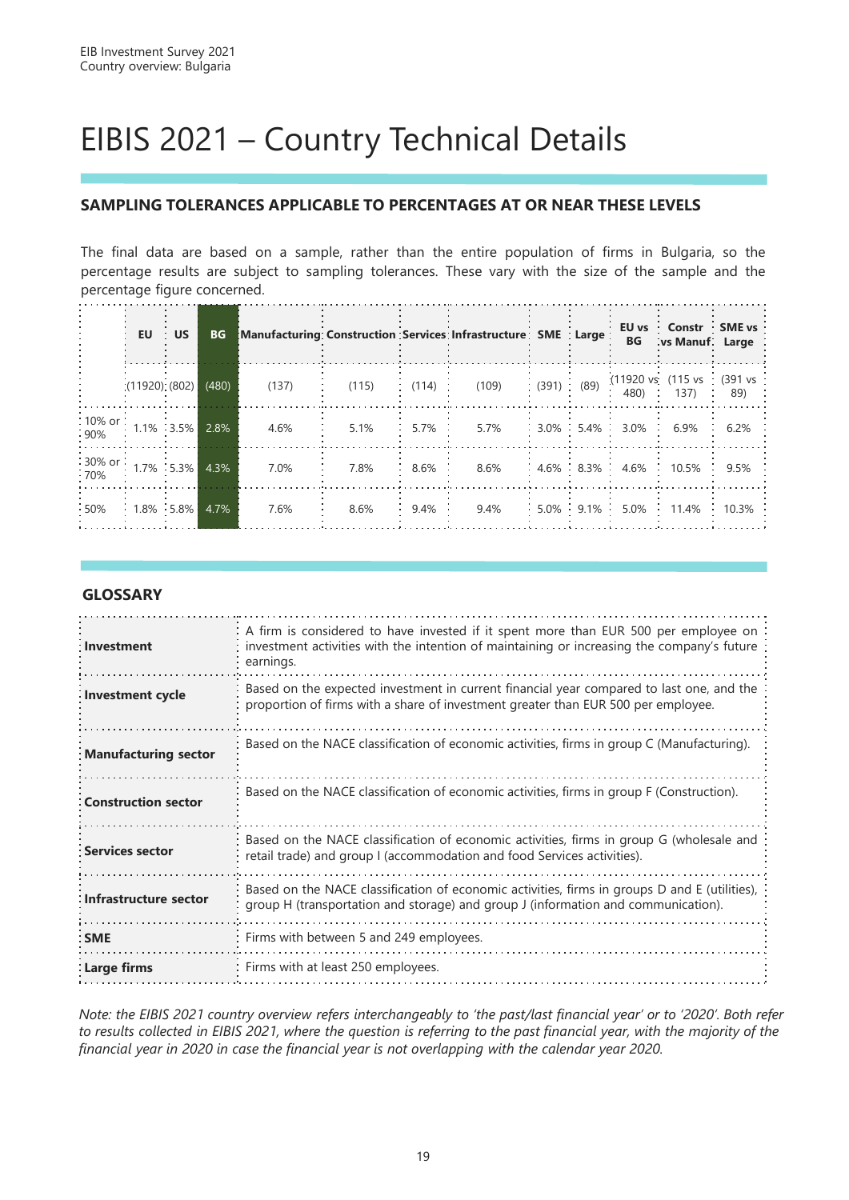# EIBIS 2021 – Country Technical Details

## SAMPLING TOLERANCES APPLICABLE TO PERCENTAGES AT OR NEAR THESE LEVELS

The final data are based on a sample, rather than the entire population of firms in Bulgaria, so the percentage results are subject to sampling tolerances. These vary with the size of the sample and the percentage figure concerned.

| | EU | US | BG | Manufacturing | Construction | Services | Infrastructure | SME | Large | EU vs BG | Constr vs Manuf | SME vs Large |
|---|---|---|---|---|---|---|---|---|---|---|---|---|
| | (11920) | (802) | (480) | (137) | (115) | (114) | (109) | (391) | (89) | (11920 vs 480) | (115 vs 137) | (391 vs 89) |
| 10% or 90% | 1.1% | 3.5% | 2.8% | 4.6% | 5.1% | 5.7% | 5.7% | 3.0% | 5.4% | 3.0% | 6.9% | 6.2% |
| 30% or 70% | 1.7% | 5.3% | 4.3% | 7.0% | 7.8% | 8.6% | 8.6% | 4.6% | 8.3% | 4.6% | 10.5% | 9.5% |
| 50% | 1.8% | 5.8% | 4.7% | 7.6% | 8.6% | 9.4% | 9.4% | 5.0% | 9.1% | 5.0% | 11.4% | 10.3% |

## GLOSSARY

| | |
|---|---|
| **Investment** | A firm is considered to have invested if it spent more than EUR 500 per employee on investment activities with the intention of maintaining or increasing the company's future earnings. |
| **Investment cycle** | Based on the expected investment in current financial year compared to last one, and the proportion of firms with a share of investment greater than EUR 500 per employee. |
| **Manufacturing sector** | Based on the NACE classification of economic activities, firms in group C (Manufacturing). |
| **Construction sector** | Based on the NACE classification of economic activities, firms in group F (Construction). |
| **Services sector** | Based on the NACE classification of economic activities, firms in group G (wholesale and retail trade) and group I (accommodation and food Services activities). |
| **Infrastructure sector** | Based on the NACE classification of economic activities, firms in groups D and E (utilities), group H (transportation and storage) and group J (information and communication). |
| **SME** | Firms with between 5 and 249 employees. |
| **Large firms** | Firms with at least 250 employees. |

*Note: the EIBIS 2021 country overview refers interchangeably to 'the past/last financial year' or to '2020'. Both refer to results collected in EIBIS 2021, where the question is referring to the past financial year, with the majority of the financial year in 2020 in case the financial year is not overlapping with the calendar year 2020.*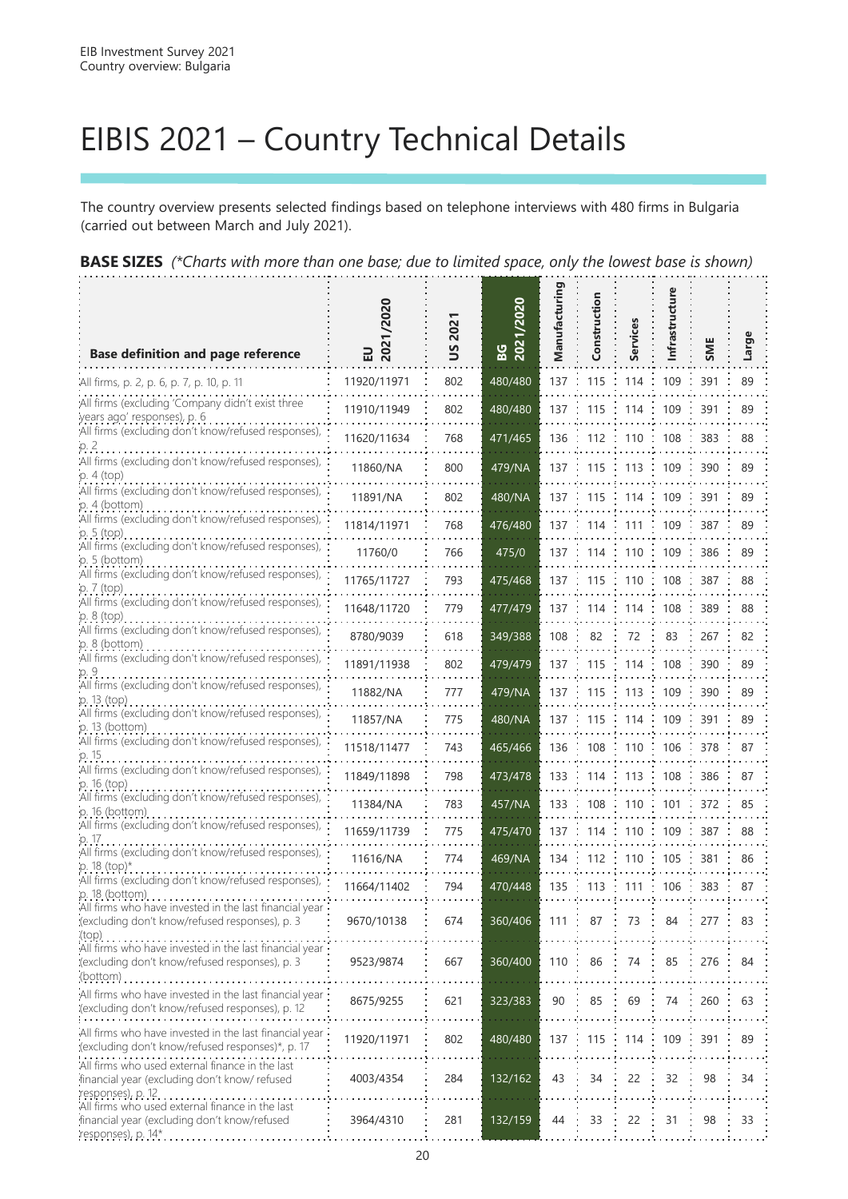# EIBIS 2021 – Country Technical Details

The country overview presents selected findings based on telephone interviews with 480 firms in Bulgaria (carried out between March and July 2021).

**BASE SIZES** *(\*Charts with more than one base; due to limited space, only the lowest base is shown)*

| Base definition and page reference | EU 2021/2020 | US 2021 | BG 2021/2020 | Manufacturing | Construction | Services | Infrastructure | SME | Large |
|---|---|---|---|---|---|---|---|---|---|
| All firms, p. 2, p. 6, p. 7, p. 10, p. 11 | 11920/11971 | 802 | 480/480 | 137 | 115 | 114 | 109 | 391 | 89 |
| All firms (excluding 'Company didn't exist three years ago' responses), p. 6 | 11910/11949 | 802 | 480/480 | 137 | 115 | 114 | 109 | 391 | 89 |
| All firms (excluding don't know/refused responses), p. 2 | 11620/11634 | 768 | 471/465 | 136 | 112 | 110 | 108 | 383 | 88 |
| All firms (excluding don't know/refused responses), p. 4 (top) | 11860/NA | 800 | 479/NA | 137 | 115 | 113 | 109 | 390 | 89 |
| All firms (excluding don't know/refused responses), p. 4 (bottom) | 11891/NA | 802 | 480/NA | 137 | 115 | 114 | 109 | 391 | 89 |
| All firms (excluding don't know/refused responses), p. 5 (top) | 11814/11971 | 768 | 476/480 | 137 | 114 | 111 | 109 | 387 | 89 |
| All firms (excluding don't know/refused responses), p. 5 (bottom) | 11760/0 | 766 | 475/0 | 137 | 114 | 110 | 109 | 386 | 89 |
| All firms (excluding don't know/refused responses), p. 7 (top) | 11765/11727 | 793 | 475/468 | 137 | 115 | 110 | 108 | 387 | 88 |
| All firms (excluding don't know/refused responses), p. 8 (top) | 11648/11720 | 779 | 477/479 | 137 | 114 | 114 | 108 | 389 | 88 |
| All firms (excluding don't know/refused responses), p. 8 (bottom) | 8780/9039 | 618 | 349/388 | 108 | 82 | 72 | 83 | 267 | 82 |
| All firms (excluding don't know/refused responses), p. 9 | 11891/11938 | 802 | 479/479 | 137 | 115 | 114 | 108 | 390 | 89 |
| All firms (excluding don't know/refused responses), p. 13 (top) | 11882/NA | 777 | 479/NA | 137 | 115 | 113 | 109 | 390 | 89 |
| All firms (excluding don't know/refused responses), p. 13 (bottom) | 11857/NA | 775 | 480/NA | 137 | 115 | 114 | 109 | 391 | 89 |
| All firms (excluding don't know/refused responses), p. 15 | 11518/11477 | 743 | 465/466 | 136 | 108 | 110 | 106 | 378 | 87 |
| All firms (excluding don't know/refused responses), p. 16 (top) | 11849/11898 | 798 | 473/478 | 133 | 114 | 113 | 108 | 386 | 87 |
| All firms (excluding don't know/refused responses), p. 16 (bottom) | 11384/NA | 783 | 457/NA | 133 | 108 | 110 | 101 | 372 | 85 |
| All firms (excluding don't know/refused responses), p. 17 | 11659/11739 | 775 | 475/470 | 137 | 114 | 110 | 109 | 387 | 88 |
| All firms (excluding don't know/refused responses), p. 18 (top)* | 11616/NA | 774 | 469/NA | 134 | 112 | 110 | 105 | 381 | 86 |
| All firms (excluding don't know/refused responses), p. 18 (bottom) | 11664/11402 | 794 | 470/448 | 135 | 113 | 111 | 106 | 383 | 87 |
| All firms who have invested in the last financial year (excluding don't know/refused responses), p. 3 (top) | 9670/10138 | 674 | 360/406 | 111 | 87 | 73 | 84 | 277 | 83 |
| All firms who have invested in the last financial year (excluding don't know/refused responses), p. 3 (bottom) | 9523/9874 | 667 | 360/400 | 110 | 86 | 74 | 85 | 276 | 84 |
| All firms who have invested in the last financial year (excluding don't know/refused responses), p. 12 | 8675/9255 | 621 | 323/383 | 90 | 85 | 69 | 74 | 260 | 63 |
| All firms who have invested in the last financial year (excluding don't know/refused responses)*, p. 17 | 11920/11971 | 802 | 480/480 | 137 | 115 | 114 | 109 | 391 | 89 |
| All firms who used external finance in the last financial year (excluding don't know/ refused responses), p. 12 | 4003/4354 | 284 | 132/162 | 43 | 34 | 22 | 32 | 98 | 34 |
| All firms who used external finance in the last financial year (excluding don't know/refused responses), p. 14* | 3964/4310 | 281 | 132/159 | 44 | 33 | 22 | 31 | 98 | 33 |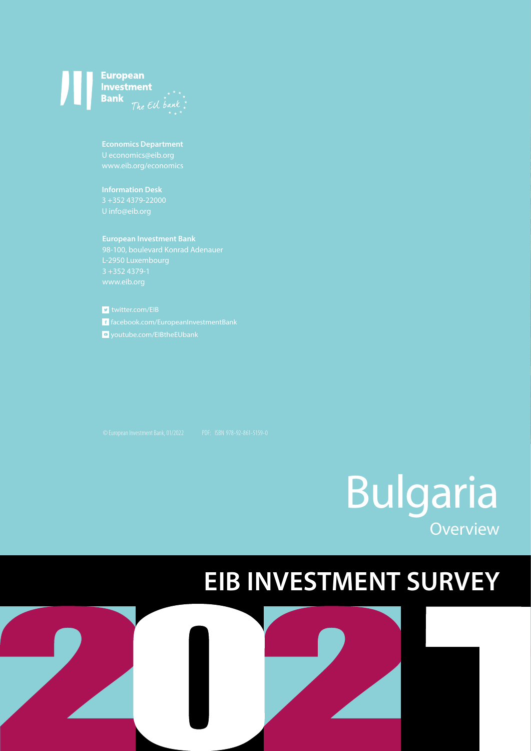European Investment Bank
The EU bank

**Economics Department**
U economics@eib.org
www.eib.org/economics

**Information Desk**
3 +352 4379-22000
U info@eib.org

**European Investment Bank**
98-100, boulevard Konrad Adenauer
L-2950 Luxembourg
3 +352 4379-1
www.eib.org

twitter.com/EIB
facebook.com/EuropeanInvestmentBank
youtube.com/EIBtheEUbank

© European Investment Bank, 01/2022 PDF: ISBN 978-92-861-5159-0

# Bulgaria

## Overview

# EIB INVESTMENT SURVEY

2021